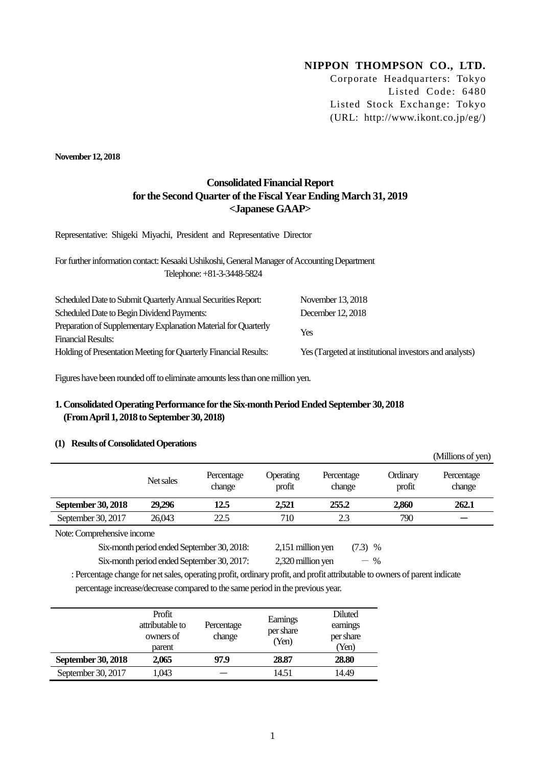**NIPPON THOMPSON CO., LTD.**
Corporate Headquarters: Tokyo
Listed Code: 6480
Listed Stock Exchange: Tokyo
(URL: http://www.ikont.co.jp/eg/)

**November 12, 2018**

# Consolidated Financial Report for the Second Quarter of the Fiscal Year Ending March 31, 2019 <Japanese GAAP>

Representative: Shigeki Miyachi, President and Representative Director

For further information contact: Kesaaki Ushikoshi, General Manager of Accounting Department
Telephone: +81-3-3448-5824

| | |
|---|---|
| Scheduled Date to Submit Quarterly Annual Securities Report: | November 13, 2018 |
| Scheduled Date to Begin Dividend Payments: | December 12, 2018 |
| Preparation of Supplementary Explanation Material for Quarterly Financial Results: | Yes |
| Holding of Presentation Meeting for Quarterly Financial Results: | Yes (Targeted at institutional investors and analysts) |

Figures have been rounded off to eliminate amounts less than one million yen.

## 1. Consolidated Operating Performance for the Six-month Period Ended September 30, 2018 (From April 1, 2018 to September 30, 2018)

### (1) Results of Consolidated Operations

(Millions of yen)

| | Net sales | Percentage change | Operating profit | Percentage change | Ordinary profit | Percentage change |
|---|---|---|---|---|---|---|
| **September 30, 2018** | **29,296** | **12.5** | **2,521** | **255.2** | **2,860** | **262.1** |
| September 30, 2017 | 26,043 | 22.5 | 710 | 2.3 | 790 | — |

Note: Comprehensive income

Six-month period ended September 30, 2018: 2,151 million yen (7.3) %

Six-month period ended September 30, 2017: 2,320 million yen — %

: Percentage change for net sales, operating profit, ordinary profit, and profit attributable to owners of parent indicate percentage increase/decrease compared to the same period in the previous year.

| | Profit attributable to owners of parent | Percentage change | Earnings per share (Yen) | Diluted earnings per share (Yen) |
|---|---|---|---|---|
| **September 30, 2018** | **2,065** | **97.9** | **28.87** | **28.80** |
| September 30, 2017 | 1,043 | — | 14.51 | 14.49 |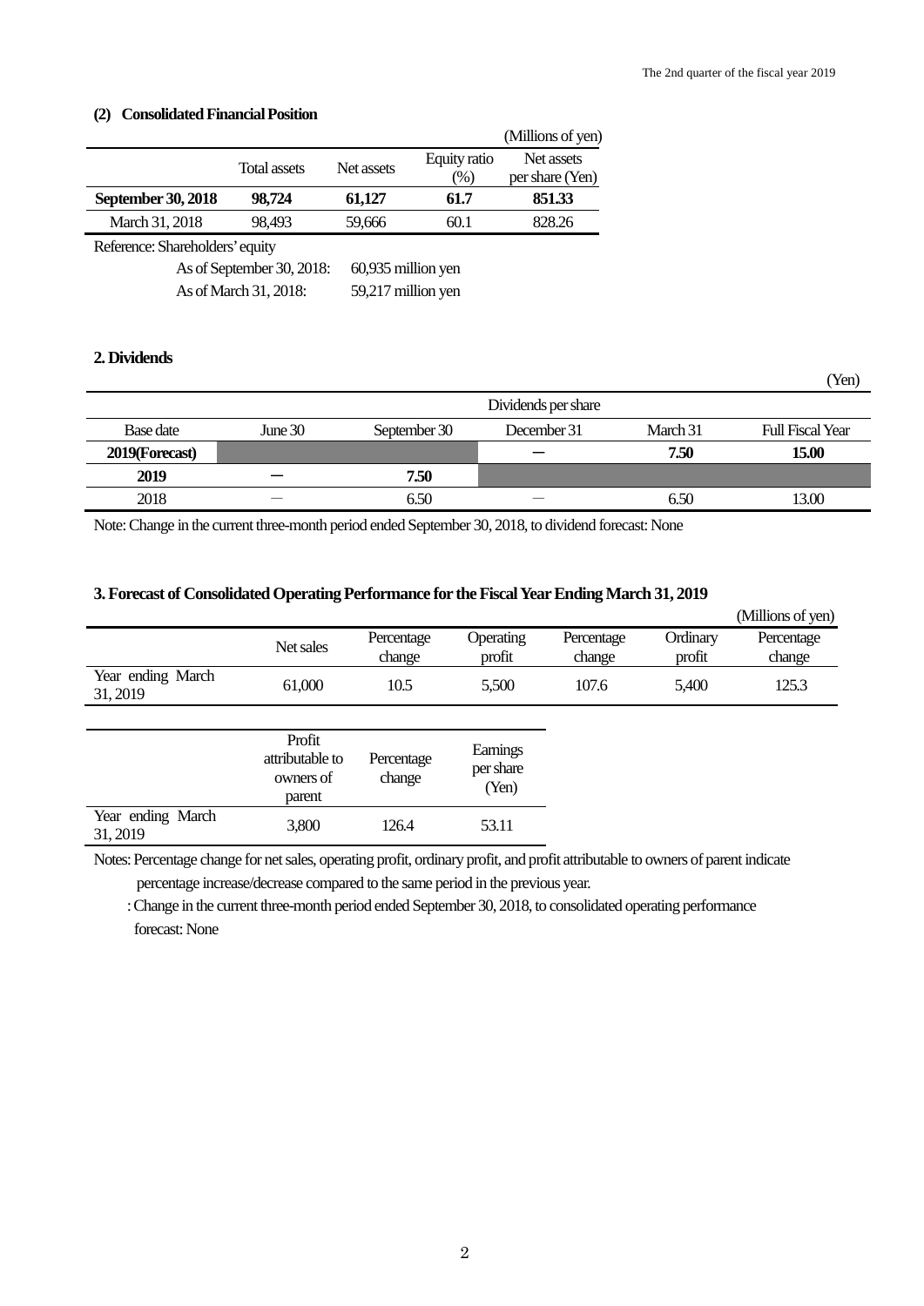### (2) Consolidated Financial Position

(Millions of yen)

| | Total assets | Net assets | Equity ratio (%) | Net assets per share (Yen) |
|---|---|---|---|---|
| **September 30, 2018** | **98,724** | **61,127** | **61.7** | **851.33** |
| March 31, 2018 | 98,493 | 59,666 | 60.1 | 828.26 |

Reference: Shareholders' equity

As of September 30, 2018: 60,935 million yen

As of March 31, 2018: 59,217 million yen

## 2. Dividends

(Yen)

| | Dividends per share | | | | |
|---|---|---|---|---|---|
| Base date | June 30 | September 30 | December 31 | March 31 | Full Fiscal Year |
| **2019(Forecast)** | | | **—** | **7.50** | **15.00** |
| **2019** | **—** | **7.50** | | | |
| 2018 | — | 6.50 | — | 6.50 | 13.00 |

Note: Change in the current three-month period ended September 30, 2018, to dividend forecast: None

## 3. Forecast of Consolidated Operating Performance for the Fiscal Year Ending March 31, 2019

(Millions of yen)

| | Net sales | Percentage change | Operating profit | Percentage change | Ordinary profit | Percentage change |
|---|---|---|---|---|---|---|
| Year ending March 31, 2019 | 61,000 | 10.5 | 5,500 | 107.6 | 5,400 | 125.3 |

| | Profit attributable to owners of parent | Percentage change | Earnings per share (Yen) |
|---|---|---|---|
| Year ending March 31, 2019 | 3,800 | 126.4 | 53.11 |

Notes: Percentage change for net sales, operating profit, ordinary profit, and profit attributable to owners of parent indicate percentage increase/decrease compared to the same period in the previous year.

: Change in the current three-month period ended September 30, 2018, to consolidated operating performance forecast: None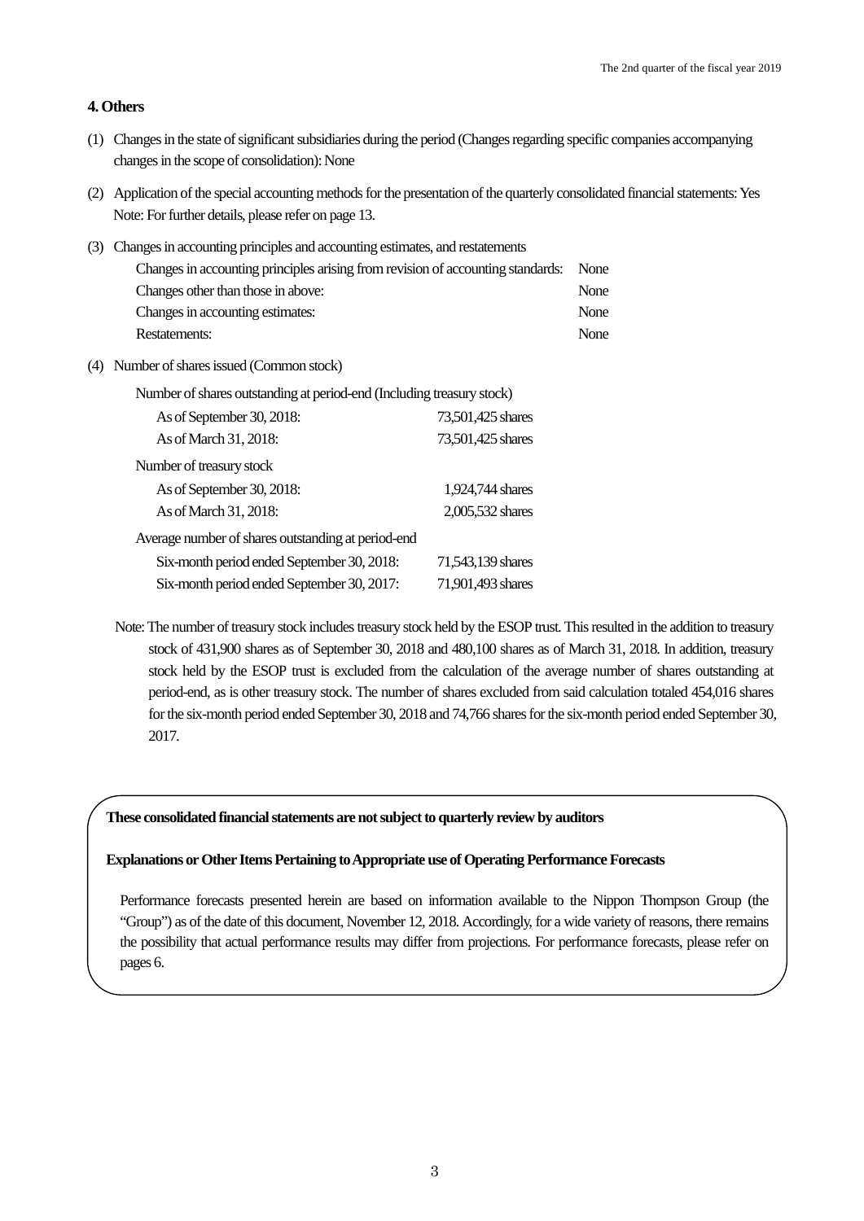### 4. Others

(1) Changes in the state of significant subsidiaries during the period (Changes regarding specific companies accompanying changes in the scope of consolidation): None

(2) Application of the special accounting methods for the presentation of the quarterly consolidated financial statements: Yes
Note: For further details, please refer on page 13.

(3) Changes in accounting principles and accounting estimates, and restatements

| | |
|---|---|
| Changes in accounting principles arising from revision of accounting standards: | None |
| Changes other than those in above: | None |
| Changes in accounting estimates: | None |
| Restatements: | None |

(4) Number of shares issued (Common stock)

| | |
|---|---|
| **Number of shares outstanding at period-end (Including treasury stock)** | |
| As of September 30, 2018: | 73,501,425 shares |
| As of March 31, 2018: | 73,501,425 shares |
| **Number of treasury stock** | |
| As of September 30, 2018: | 1,924,744 shares |
| As of March 31, 2018: | 2,005,532 shares |
| **Average number of shares outstanding at period-end** | |
| Six-month period ended September 30, 2018: | 71,543,139 shares |
| Six-month period ended September 30, 2017: | 71,901,493 shares |

Note: The number of treasury stock includes treasury stock held by the ESOP trust. This resulted in the addition to treasury stock of 431,900 shares as of September 30, 2018 and 480,100 shares as of March 31, 2018. In addition, treasury stock held by the ESOP trust is excluded from the calculation of the average number of shares outstanding at period-end, as is other treasury stock. The number of shares excluded from said calculation totaled 454,016 shares for the six-month period ended September 30, 2018 and 74,766 shares for the six-month period ended September 30, 2017.

**These consolidated financial statements are not subject to quarterly review by auditors**

**Explanations or Other Items Pertaining to Appropriate use of Operating Performance Forecasts**

Performance forecasts presented herein are based on information available to the Nippon Thompson Group (the "Group") as of the date of this document, November 12, 2018. Accordingly, for a wide variety of reasons, there remains the possibility that actual performance results may differ from projections. For performance forecasts, please refer on pages 6.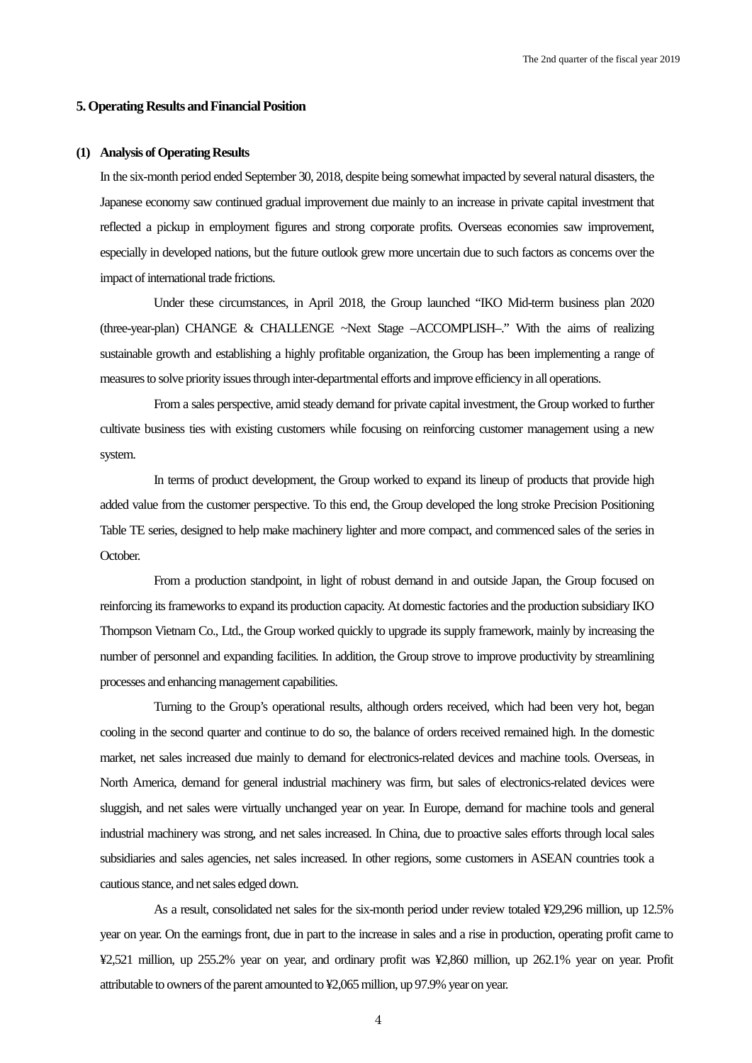## 5. Operating Results and Financial Position

### (1) Analysis of Operating Results

In the six-month period ended September 30, 2018, despite being somewhat impacted by several natural disasters, the Japanese economy saw continued gradual improvement due mainly to an increase in private capital investment that reflected a pickup in employment figures and strong corporate profits. Overseas economies saw improvement, especially in developed nations, but the future outlook grew more uncertain due to such factors as concerns over the impact of international trade frictions.

Under these circumstances, in April 2018, the Group launched "IKO Mid-term business plan 2020 (three-year-plan) CHANGE & CHALLENGE ~Next Stage –ACCOMPLISH–." With the aims of realizing sustainable growth and establishing a highly profitable organization, the Group has been implementing a range of measures to solve priority issues through inter-departmental efforts and improve efficiency in all operations.

From a sales perspective, amid steady demand for private capital investment, the Group worked to further cultivate business ties with existing customers while focusing on reinforcing customer management using a new system.

In terms of product development, the Group worked to expand its lineup of products that provide high added value from the customer perspective. To this end, the Group developed the long stroke Precision Positioning Table TE series, designed to help make machinery lighter and more compact, and commenced sales of the series in October.

From a production standpoint, in light of robust demand in and outside Japan, the Group focused on reinforcing its frameworks to expand its production capacity. At domestic factories and the production subsidiary IKO Thompson Vietnam Co., Ltd., the Group worked quickly to upgrade its supply framework, mainly by increasing the number of personnel and expanding facilities. In addition, the Group strove to improve productivity by streamlining processes and enhancing management capabilities.

Turning to the Group's operational results, although orders received, which had been very hot, began cooling in the second quarter and continue to do so, the balance of orders received remained high. In the domestic market, net sales increased due mainly to demand for electronics-related devices and machine tools. Overseas, in North America, demand for general industrial machinery was firm, but sales of electronics-related devices were sluggish, and net sales were virtually unchanged year on year. In Europe, demand for machine tools and general industrial machinery was strong, and net sales increased. In China, due to proactive sales efforts through local sales subsidiaries and sales agencies, net sales increased. In other regions, some customers in ASEAN countries took a cautious stance, and net sales edged down.

As a result, consolidated net sales for the six-month period under review totaled ¥29,296 million, up 12.5% year on year. On the earnings front, due in part to the increase in sales and a rise in production, operating profit came to ¥2,521 million, up 255.2% year on year, and ordinary profit was ¥2,860 million, up 262.1% year on year. Profit attributable to owners of the parent amounted to ¥2,065 million, up 97.9% year on year.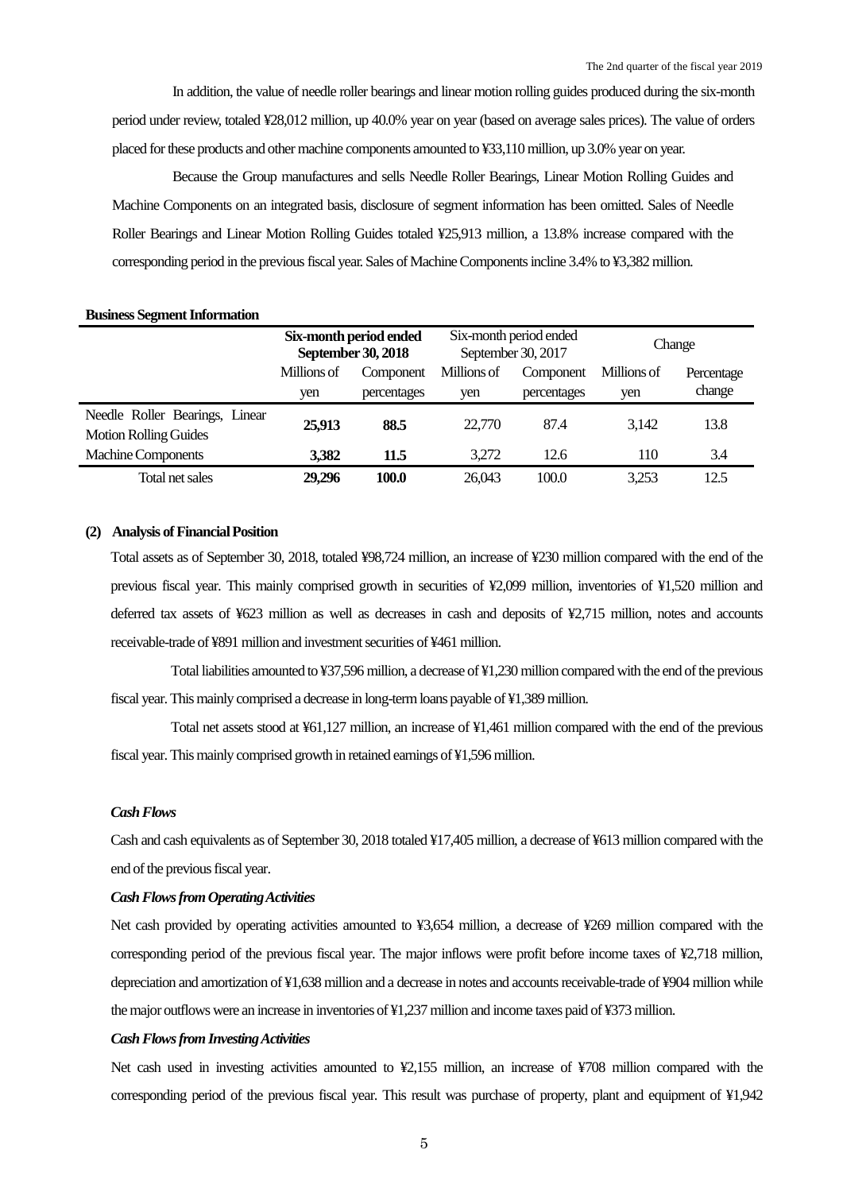In addition, the value of needle roller bearings and linear motion rolling guides produced during the six-month period under review, totaled ¥28,012 million, up 40.0% year on year (based on average sales prices). The value of orders placed for these products and other machine components amounted to ¥33,110 million, up 3.0% year on year.

Because the Group manufactures and sells Needle Roller Bearings, Linear Motion Rolling Guides and Machine Components on an integrated basis, disclosure of segment information has been omitted. Sales of Needle Roller Bearings and Linear Motion Rolling Guides totaled ¥25,913 million, a 13.8% increase compared with the corresponding period in the previous fiscal year. Sales of Machine Components incline 3.4% to ¥3,382 million.

**Business Segment Information**

| | **Six-month period ended September 30, 2018** | | Six-month period ended September 30, 2017 | | Change | |
|---|---|---|---|---|---|---|
| | Millions of yen | Component percentages | Millions of yen | Component percentages | Millions of yen | Percentage change |
| Needle Roller Bearings, Linear Motion Rolling Guides | **25,913** | **88.5** | 22,770 | 87.4 | 3,142 | 13.8 |
| Machine Components | **3,382** | **11.5** | 3,272 | 12.6 | 110 | 3.4 |
| Total net sales | **29,296** | **100.0** | 26,043 | 100.0 | 3,253 | 12.5 |

**(2) Analysis of Financial Position**

Total assets as of September 30, 2018, totaled ¥98,724 million, an increase of ¥230 million compared with the end of the previous fiscal year. This mainly comprised growth in securities of ¥2,099 million, inventories of ¥1,520 million and deferred tax assets of ¥623 million as well as decreases in cash and deposits of ¥2,715 million, notes and accounts receivable-trade of ¥891 million and investment securities of ¥461 million.

Total liabilities amounted to ¥37,596 million, a decrease of ¥1,230 million compared with the end of the previous fiscal year. This mainly comprised a decrease in long-term loans payable of ¥1,389 million.

Total net assets stood at ¥61,127 million, an increase of ¥1,461 million compared with the end of the previous fiscal year. This mainly comprised growth in retained earnings of ¥1,596 million.

***Cash Flows***

Cash and cash equivalents as of September 30, 2018 totaled ¥17,405 million, a decrease of ¥613 million compared with the end of the previous fiscal year.

***Cash Flows from Operating Activities***

Net cash provided by operating activities amounted to ¥3,654 million, a decrease of ¥269 million compared with the corresponding period of the previous fiscal year. The major inflows were profit before income taxes of ¥2,718 million, depreciation and amortization of ¥1,638 million and a decrease in notes and accounts receivable-trade of ¥904 million while the major outflows were an increase in inventories of ¥1,237 million and income taxes paid of ¥373 million.

***Cash Flows from Investing Activities***

Net cash used in investing activities amounted to ¥2,155 million, an increase of ¥708 million compared with the corresponding period of the previous fiscal year. This result was purchase of property, plant and equipment of ¥1,942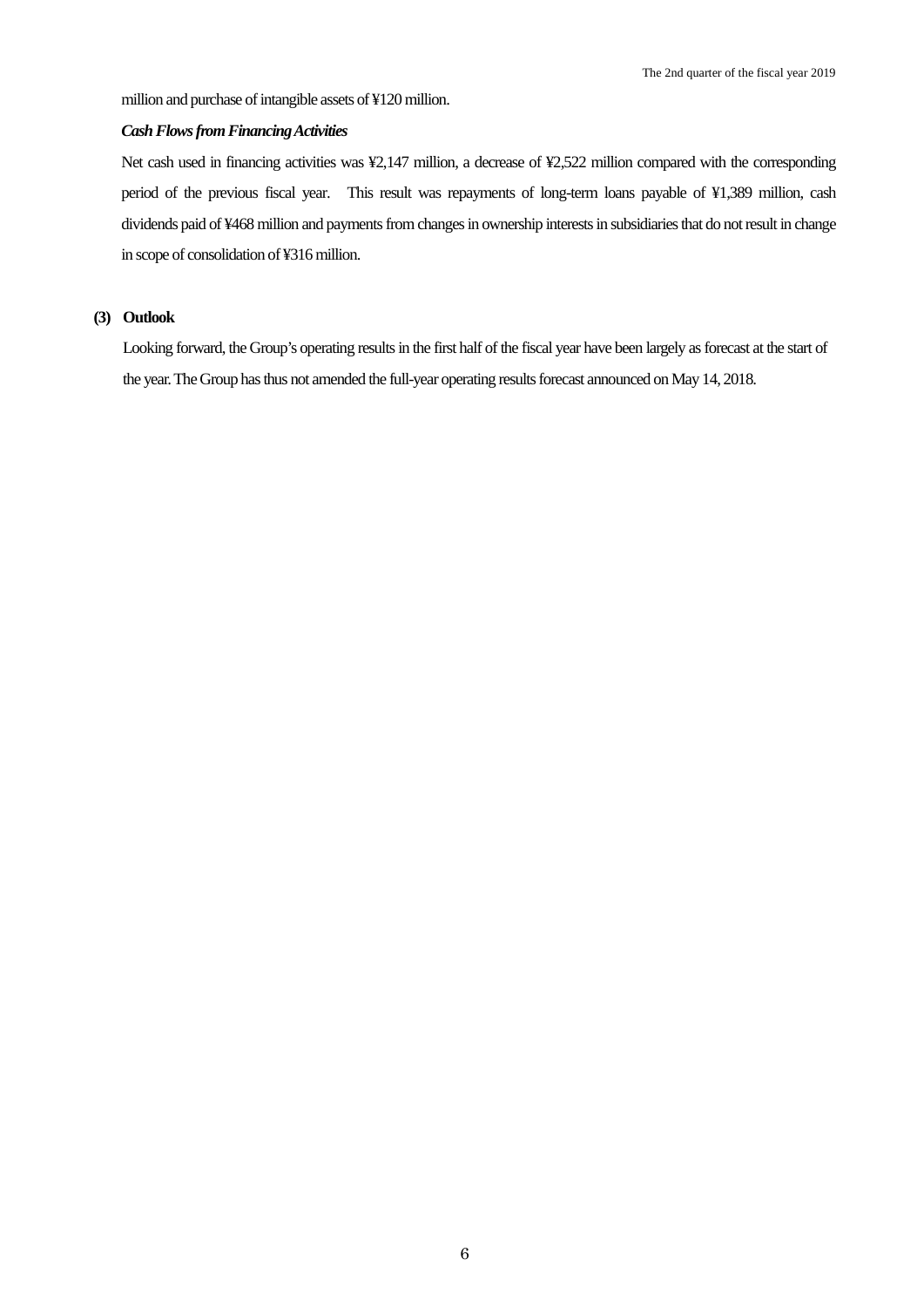million and purchase of intangible assets of ¥120 million.

***Cash Flows from Financing Activities***

Net cash used in financing activities was ¥2,147 million, a decrease of ¥2,522 million compared with the corresponding period of the previous fiscal year. This result was repayments of long-term loans payable of ¥1,389 million, cash dividends paid of ¥468 million and payments from changes in ownership interests in subsidiaries that do not result in change in scope of consolidation of ¥316 million.

**(3) Outlook**

Looking forward, the Group's operating results in the first half of the fiscal year have been largely as forecast at the start of the year. The Group has thus not amended the full-year operating results forecast announced on May 14, 2018.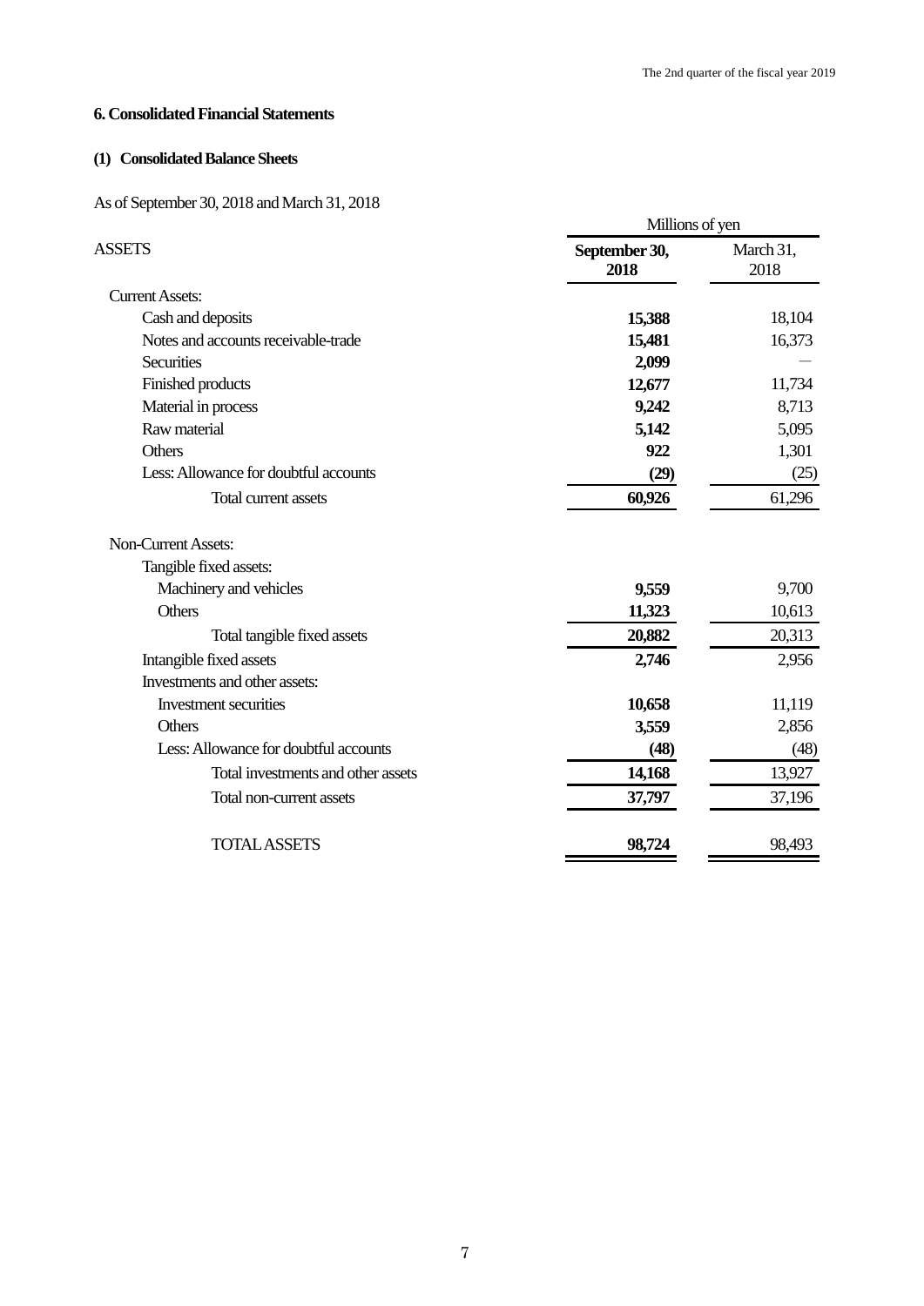## 6. Consolidated Financial Statements

### (1) Consolidated Balance Sheets

As of September 30, 2018 and March 31, 2018

| | Millions of yen | |
|---|---|---|
| ASSETS | **September 30, 2018** | March 31, 2018 |
| Current Assets: | | |
| Cash and deposits | **15,388** | 18,104 |
| Notes and accounts receivable-trade | **15,481** | 16,373 |
| Securities | **2,099** | — |
| Finished products | **12,677** | 11,734 |
| Material in process | **9,242** | 8,713 |
| Raw material | **5,142** | 5,095 |
| Others | **922** | 1,301 |
| Less: Allowance for doubtful accounts | **(29)** | (25) |
| Total current assets | **60,926** | 61,296 |
| Non-Current Assets: | | |
| Tangible fixed assets: | | |
| Machinery and vehicles | **9,559** | 9,700 |
| Others | **11,323** | 10,613 |
| Total tangible fixed assets | **20,882** | 20,313 |
| Intangible fixed assets | **2,746** | 2,956 |
| Investments and other assets: | | |
| Investment securities | **10,658** | 11,119 |
| Others | **3,559** | 2,856 |
| Less: Allowance for doubtful accounts | **(48)** | (48) |
| Total investments and other assets | **14,168** | 13,927 |
| Total non-current assets | **37,797** | 37,196 |
| TOTAL ASSETS | **98,724** | 98,493 |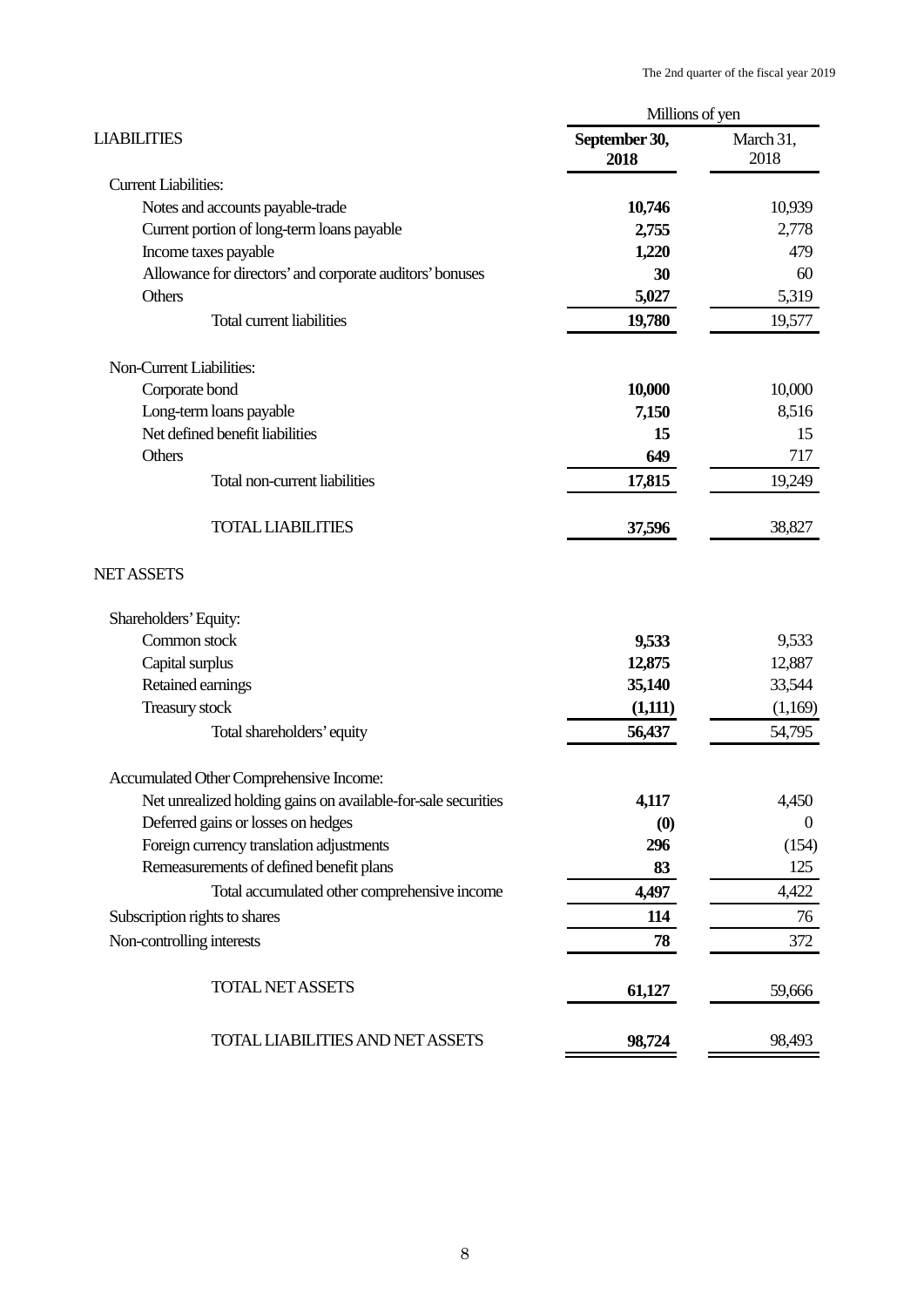| LIABILITIES | Millions of yen | |
|---|---|---|
| | **September 30, 2018** | March 31, 2018 |
| Current Liabilities: | | |
| Notes and accounts payable-trade | **10,746** | 10,939 |
| Current portion of long-term loans payable | **2,755** | 2,778 |
| Income taxes payable | **1,220** | 479 |
| Allowance for directors' and corporate auditors' bonuses | **30** | 60 |
| Others | **5,027** | 5,319 |
| Total current liabilities | **19,780** | 19,577 |
| Non-Current Liabilities: | | |
| Corporate bond | **10,000** | 10,000 |
| Long-term loans payable | **7,150** | 8,516 |
| Net defined benefit liabilities | **15** | 15 |
| Others | **649** | 717 |
| Total non-current liabilities | **17,815** | 19,249 |
| TOTAL LIABILITIES | **37,596** | 38,827 |
| NET ASSETS | | |
| Shareholders' Equity: | | |
| Common stock | **9,533** | 9,533 |
| Capital surplus | **12,875** | 12,887 |
| Retained earnings | **35,140** | 33,544 |
| Treasury stock | **(1,111)** | (1,169) |
| Total shareholders' equity | **56,437** | 54,795 |
| Accumulated Other Comprehensive Income: | | |
| Net unrealized holding gains on available-for-sale securities | **4,117** | 4,450 |
| Deferred gains or losses on hedges | **(0)** | 0 |
| Foreign currency translation adjustments | **296** | (154) |
| Remeasurements of defined benefit plans | **83** | 125 |
| Total accumulated other comprehensive income | **4,497** | 4,422 |
| Subscription rights to shares | **114** | 76 |
| Non-controlling interests | **78** | 372 |
| TOTAL NET ASSETS | **61,127** | 59,666 |
| TOTAL LIABILITIES AND NET ASSETS | **98,724** | 98,493 |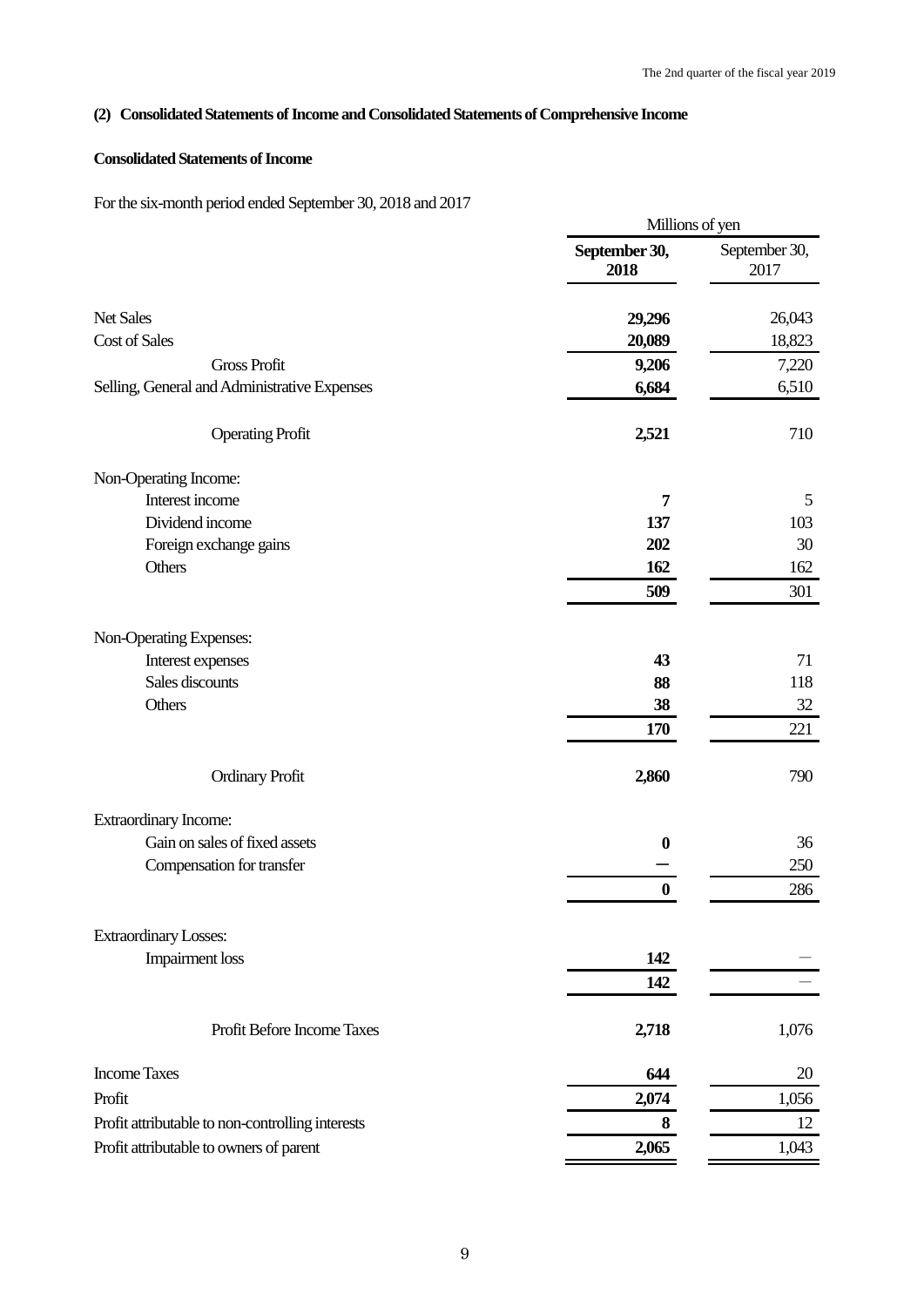## (2) Consolidated Statements of Income and Consolidated Statements of Comprehensive Income

### Consolidated Statements of Income

For the six-month period ended September 30, 2018 and 2017

| | Millions of yen | |
|---|---|---|
| | **September 30, 2018** | September 30, 2017 |
| Net Sales | **29,296** | 26,043 |
| Cost of Sales | **20,089** | 18,823 |
| Gross Profit | **9,206** | 7,220 |
| Selling, General and Administrative Expenses | **6,684** | 6,510 |
| Operating Profit | **2,521** | 710 |
| Non-Operating Income: | | |
| Interest income | **7** | 5 |
| Dividend income | **137** | 103 |
| Foreign exchange gains | **202** | 30 |
| Others | **162** | 162 |
| | **509** | 301 |
| Non-Operating Expenses: | | |
| Interest expenses | **43** | 71 |
| Sales discounts | **88** | 118 |
| Others | **38** | 32 |
| | **170** | 221 |
| Ordinary Profit | **2,860** | 790 |
| Extraordinary Income: | | |
| Gain on sales of fixed assets | **0** | 36 |
| Compensation for transfer | **—** | 250 |
| | **0** | 286 |
| Extraordinary Losses: | | |
| Impairment loss | **142** | — |
| | **142** | — |
| Profit Before Income Taxes | **2,718** | 1,076 |
| Income Taxes | **644** | 20 |
| Profit | **2,074** | 1,056 |
| Profit attributable to non-controlling interests | **8** | 12 |
| Profit attributable to owners of parent | **2,065** | 1,043 |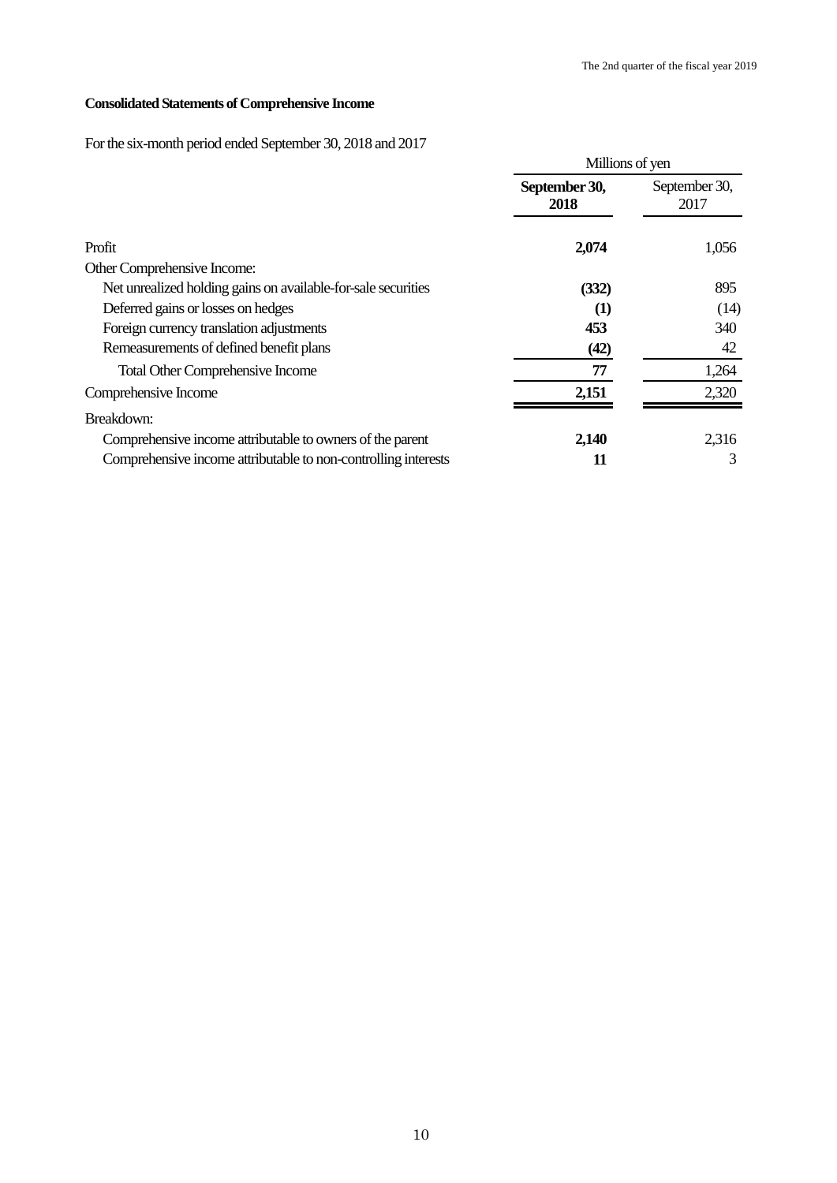**Consolidated Statements of Comprehensive Income**

For the six-month period ended September 30, 2018 and 2017

| | Millions of yen | |
|---|---|---|
| | **September 30, 2018** | September 30, 2017 |
| Profit | **2,074** | 1,056 |
| Other Comprehensive Income: | | |
| Net unrealized holding gains on available-for-sale securities | **(332)** | 895 |
| Deferred gains or losses on hedges | **(1)** | (14) |
| Foreign currency translation adjustments | **453** | 340 |
| Remeasurements of defined benefit plans | **(42)** | 42 |
| Total Other Comprehensive Income | **77** | 1,264 |
| Comprehensive Income | **2,151** | 2,320 |
| Breakdown: | | |
| Comprehensive income attributable to owners of the parent | **2,140** | 2,316 |
| Comprehensive income attributable to non-controlling interests | **11** | 3 |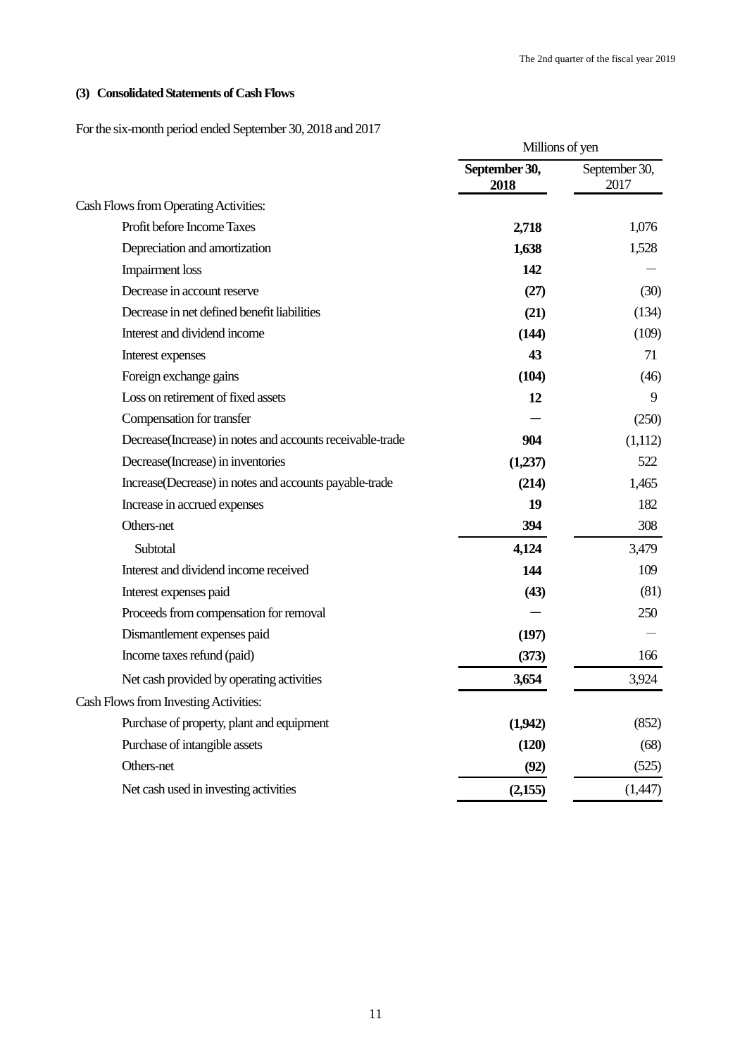### (3) Consolidated Statements of Cash Flows

For the six-month period ended September 30, 2018 and 2017

| | Millions of yen | |
|---|---|---|
| | **September 30, 2018** | September 30, 2017 |
| Cash Flows from Operating Activities: | | |
| Profit before Income Taxes | **2,718** | 1,076 |
| Depreciation and amortization | **1,638** | 1,528 |
| Impairment loss | **142** | — |
| Decrease in account reserve | **(27)** | (30) |
| Decrease in net defined benefit liabilities | **(21)** | (134) |
| Interest and dividend income | **(144)** | (109) |
| Interest expenses | **43** | 71 |
| Foreign exchange gains | **(104)** | (46) |
| Loss on retirement of fixed assets | **12** | 9 |
| Compensation for transfer | **—** | (250) |
| Decrease(Increase) in notes and accounts receivable-trade | **904** | (1,112) |
| Decrease(Increase) in inventories | **(1,237)** | 522 |
| Increase(Decrease) in notes and accounts payable-trade | **(214)** | 1,465 |
| Increase in accrued expenses | **19** | 182 |
| Others-net | **394** | 308 |
| Subtotal | **4,124** | 3,479 |
| Interest and dividend income received | **144** | 109 |
| Interest expenses paid | **(43)** | (81) |
| Proceeds from compensation for removal | **—** | 250 |
| Dismantlement expenses paid | **(197)** | — |
| Income taxes refund (paid) | **(373)** | 166 |
| Net cash provided by operating activities | **3,654** | 3,924 |
| Cash Flows from Investing Activities: | | |
| Purchase of property, plant and equipment | **(1,942)** | (852) |
| Purchase of intangible assets | **(120)** | (68) |
| Others-net | **(92)** | (525) |
| Net cash used in investing activities | **(2,155)** | (1,447) |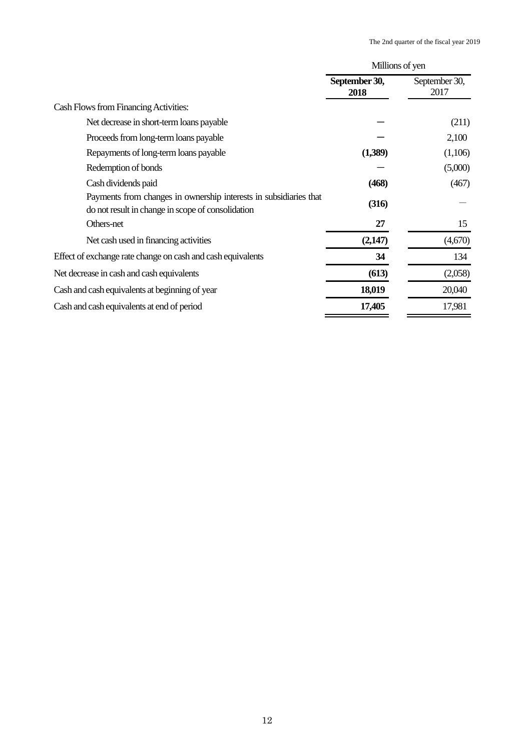| | Millions of yen | |
|---|---|---|
| | **September 30, 2018** | September 30, 2017 |
| Cash Flows from Financing Activities: | | |
| Net decrease in short-term loans payable | **—** | (211) |
| Proceeds from long-term loans payable | **—** | 2,100 |
| Repayments of long-term loans payable | **(1,389)** | (1,106) |
| Redemption of bonds | **—** | (5,000) |
| Cash dividends paid | **(468)** | (467) |
| Payments from changes in ownership interests in subsidiaries that do not result in change in scope of consolidation | **(316)** | — |
| Others-net | **27** | 15 |
| Net cash used in financing activities | **(2,147)** | (4,670) |
| Effect of exchange rate change on cash and cash equivalents | **34** | 134 |
| Net decrease in cash and cash equivalents | **(613)** | (2,058) |
| Cash and cash equivalents at beginning of year | **18,019** | 20,040 |
| Cash and cash equivalents at end of period | **17,405** | 17,981 |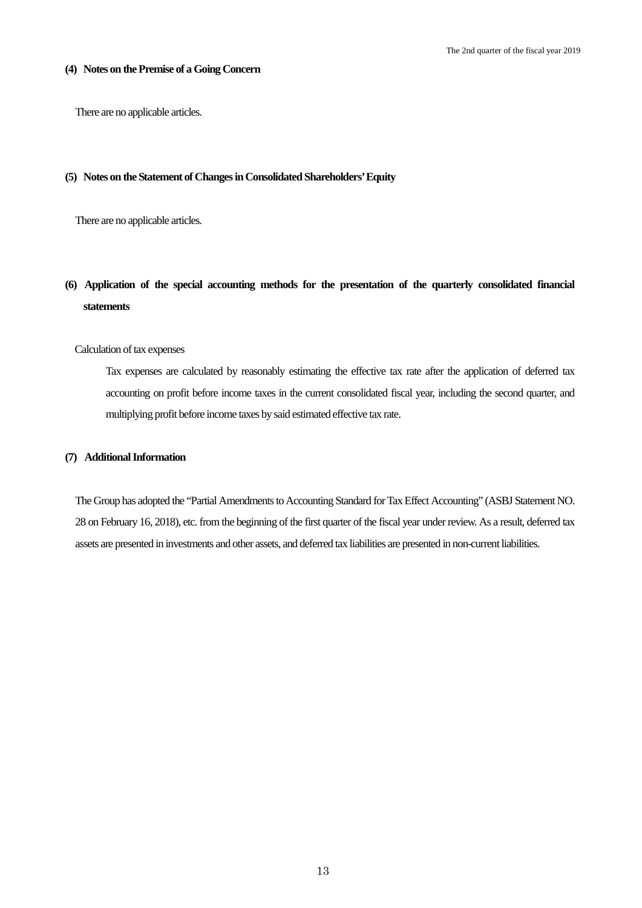### (4) Notes on the Premise of a Going Concern

There are no applicable articles.

### (5) Notes on the Statement of Changes in Consolidated Shareholders' Equity

There are no applicable articles.

### (6) Application of the special accounting methods for the presentation of the quarterly consolidated financial statements

Calculation of tax expenses

Tax expenses are calculated by reasonably estimating the effective tax rate after the application of deferred tax accounting on profit before income taxes in the current consolidated fiscal year, including the second quarter, and multiplying profit before income taxes by said estimated effective tax rate.

### (7) Additional Information

The Group has adopted the "Partial Amendments to Accounting Standard for Tax Effect Accounting" (ASBJ Statement NO. 28 on February 16, 2018), etc. from the beginning of the first quarter of the fiscal year under review. As a result, deferred tax assets are presented in investments and other assets, and deferred tax liabilities are presented in non-current liabilities.